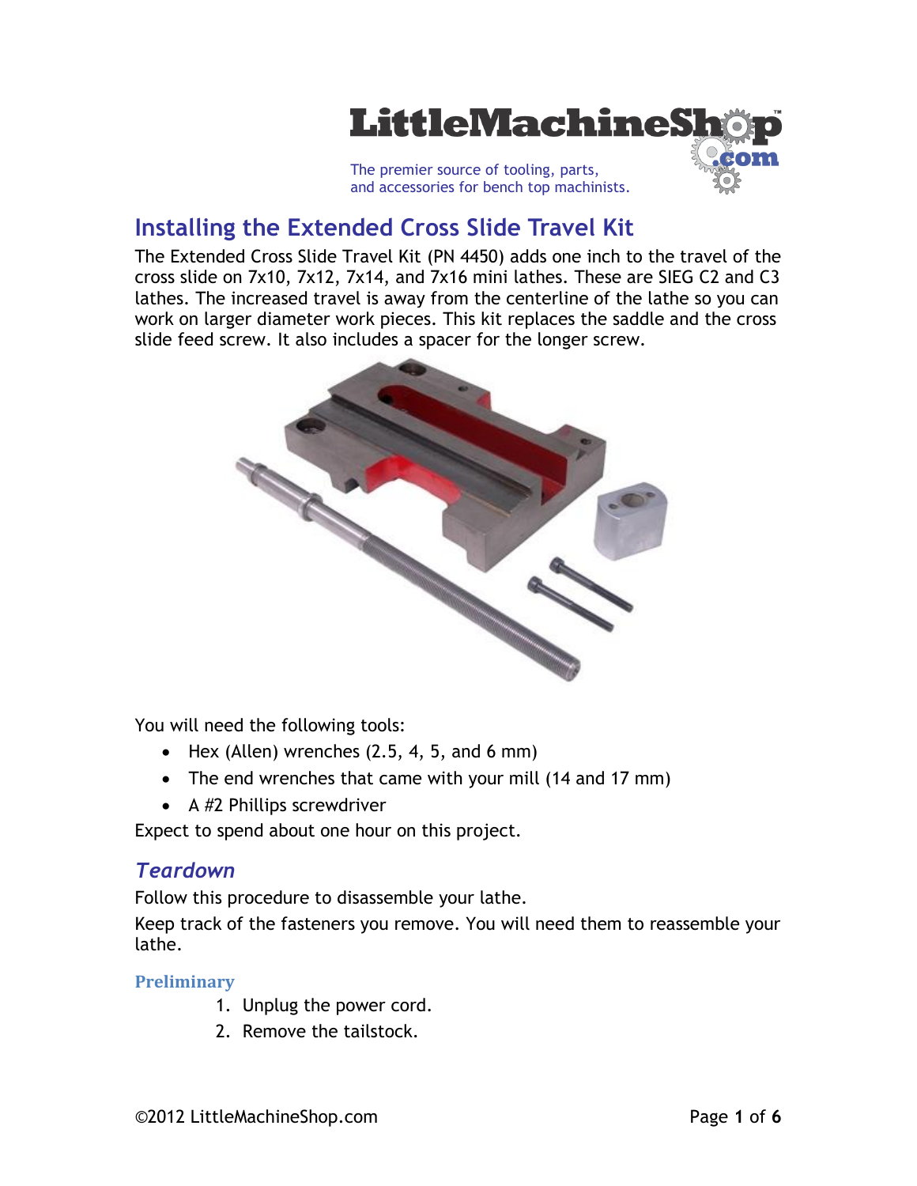LittleMachineShop.com

The premier source of tooling, parts, and accessories for bench top machinists.

# Installing the Extended Cross Slide Travel Kit

The Extended Cross Slide Travel Kit (PN 4450) adds one inch to the travel of the cross slide on 7x10, 7x12, 7x14, and 7x16 mini lathes. These are SIEG C2 and C3 lathes. The increased travel is away from the centerline of the lathe so you can work on larger diameter work pieces. This kit replaces the saddle and the cross slide feed screw. It also includes a spacer for the longer screw.

You will need the following tools:

- Hex (Allen) wrenches (2.5, 4, 5, and 6 mm)
- The end wrenches that came with your mill (14 and 17 mm)
- A #2 Phillips screwdriver

Expect to spend about one hour on this project.

## *Teardown*

Follow this procedure to disassemble your lathe.

Keep track of the fasteners you remove. You will need them to reassemble your lathe.

### Preliminary

1. Unplug the power cord.
2. Remove the tailstock.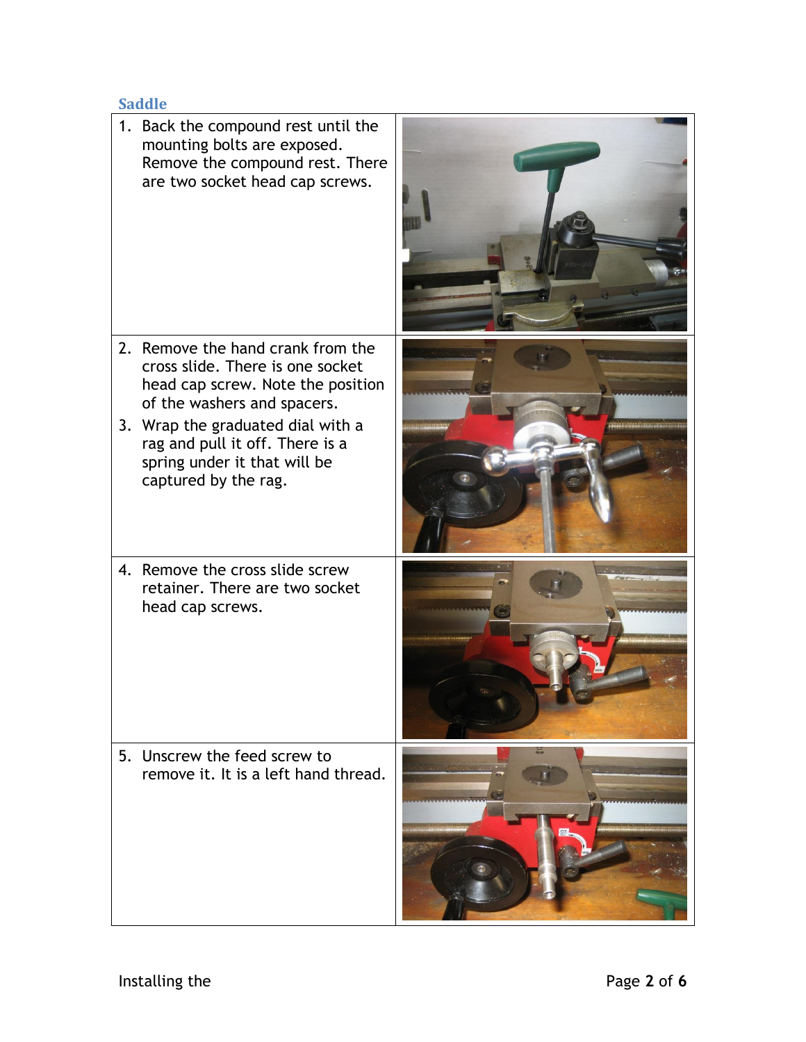### Saddle

| | |
|---|---|
| 1. Back the compound rest until the mounting bolts are exposed. Remove the compound rest. There are two socket head cap screws. | |
| 2. Remove the hand crank from the cross slide. There is one socket head cap screw. Note the position of the washers and spacers.<br>3. Wrap the graduated dial with a rag and pull it off. There is a spring under it that will be captured by the rag. | |
| 4. Remove the cross slide screw retainer. There are two socket head cap screws. | |
| 5. Unscrew the feed screw to remove it. It is a left hand thread. | |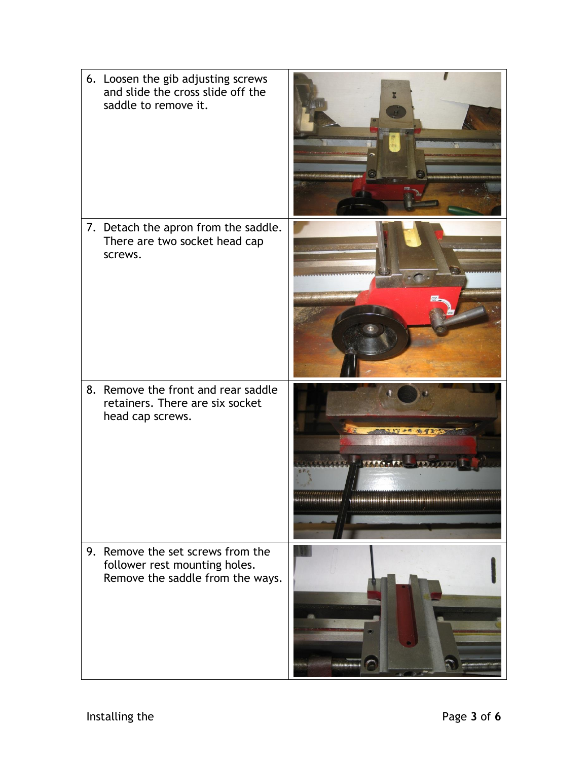6. Loosen the gib adjusting screws and slide the cross slide off the saddle to remove it.

7. Detach the apron from the saddle. There are two socket head cap screws.

8. Remove the front and rear saddle retainers. There are six socket head cap screws.

9. Remove the set screws from the follower rest mounting holes. Remove the saddle from the ways.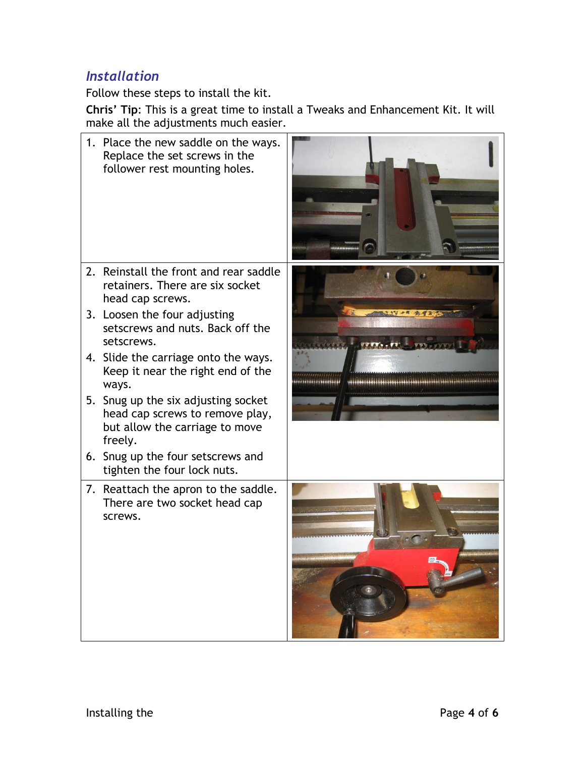## *Installation*

Follow these steps to install the kit.

**Chris' Tip**: This is a great time to install a Tweaks and Enhancement Kit. It will make all the adjustments much easier.

1. Place the new saddle on the ways. Replace the set screws in the follower rest mounting holes.
2. Reinstall the front and rear saddle retainers. There are six socket head cap screws.
3. Loosen the four adjusting setscrews and nuts. Back off the setscrews.
4. Slide the carriage onto the ways. Keep it near the right end of the ways.
5. Snug up the six adjusting socket head cap screws to remove play, but allow the carriage to move freely.
6. Snug up the four setscrews and tighten the four lock nuts.
7. Reattach the apron to the saddle. There are two socket head cap screws.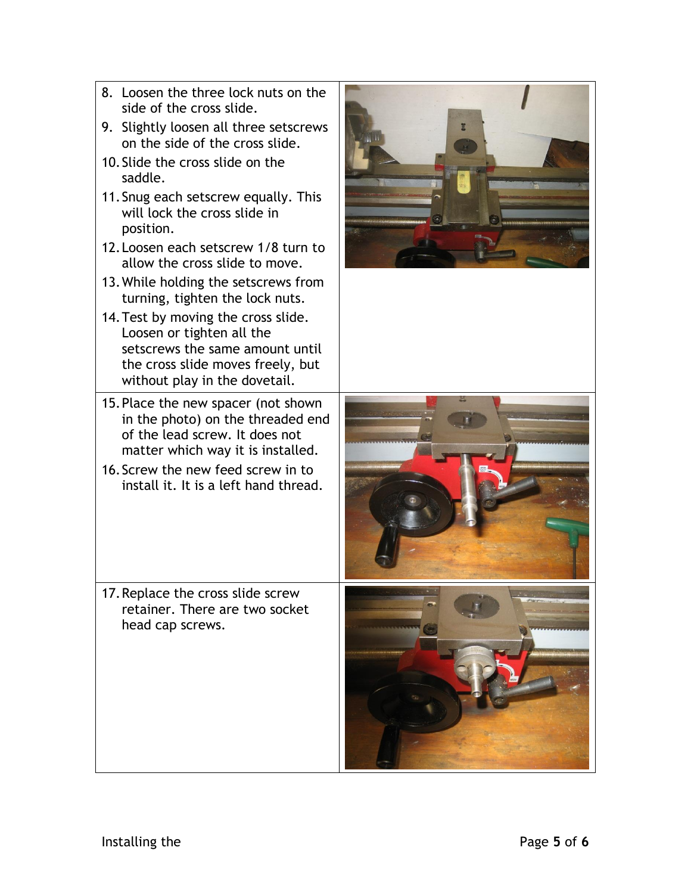8. Loosen the three lock nuts on the side of the cross slide.
9. Slightly loosen all three setscrews on the side of the cross slide.
10. Slide the cross slide on the saddle.
11. Snug each setscrew equally. This will lock the cross slide in position.
12. Loosen each setscrew 1/8 turn to allow the cross slide to move.
13. While holding the setscrews from turning, tighten the lock nuts.
14. Test by moving the cross slide. Loosen or tighten all the setscrews the same amount until the cross slide moves freely, but without play in the dovetail.

15. Place the new spacer (not shown in the photo) on the threaded end of the lead screw. It does not matter which way it is installed.
16. Screw the new feed screw in to install it. It is a left hand thread.

17. Replace the cross slide screw retainer. There are two socket head cap screws.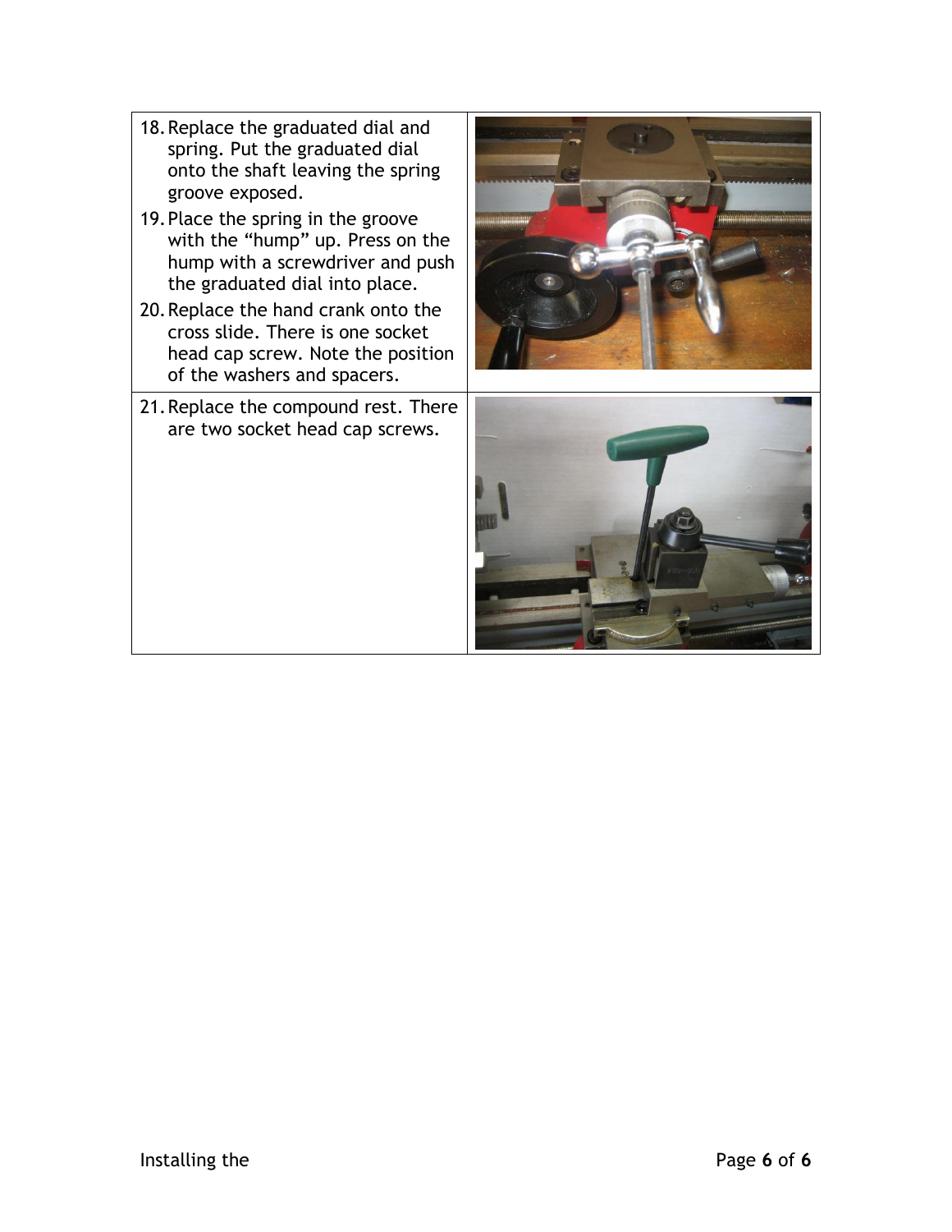| | |
|---|---|
| 18. Replace the graduated dial and spring. Put the graduated dial onto the shaft leaving the spring groove exposed.<br>19. Place the spring in the groove with the "hump" up. Press on the hump with a screwdriver and push the graduated dial into place.<br>20. Replace the hand crank onto the cross slide. There is one socket head cap screw. Note the position of the washers and spacers. | |
| 21. Replace the compound rest. There are two socket head cap screws. | |